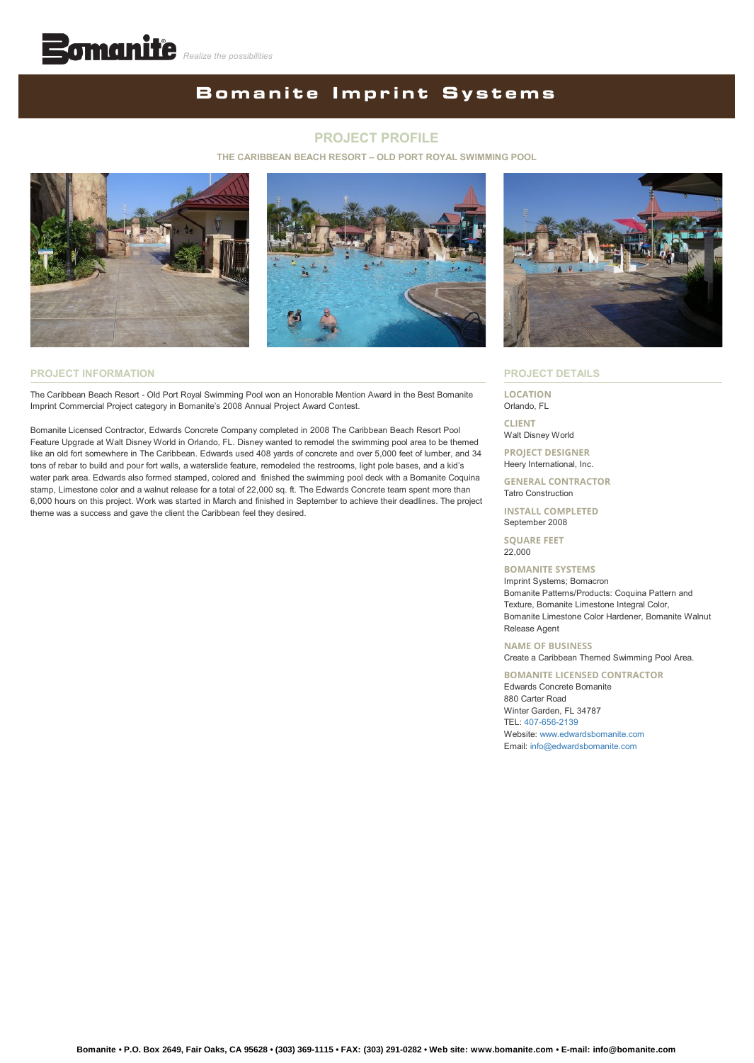Bomanite *Realize the possibilities*

# Bomanite Imprint Systems

## PROJECT PROFILE

### THE CARIBBEAN BEACH RESORT – OLD PORT ROYAL SWIMMING POOL

### PROJECT INFORMATION

The Caribbean Beach Resort - Old Port Royal Swimming Pool won an Honorable Mention Award in the Best Bomanite Imprint Commercial Project category in Bomanite's 2008 Annual Project Award Contest.

Bomanite Licensed Contractor, Edwards Concrete Company completed in 2008 The Caribbean Beach Resort Pool Feature Upgrade at Walt Disney World in Orlando, FL. Disney wanted to remodel the swimming pool area to be themed like an old fort somewhere in The Caribbean. Edwards used 408 yards of concrete and over 5,000 feet of lumber, and 34 tons of rebar to build and pour fort walls, a waterslide feature, remodeled the restrooms, light pole bases, and a kid's water park area. Edwards also formed stamped, colored and finished the swimming pool deck with a Bomanite Coquina stamp, Limestone color and a walnut release for a total of 22,000 sq. ft. The Edwards Concrete team spent more than 6,000 hours on this project. Work was started in March and finished in September to achieve their deadlines. The project theme was a success and gave the client the Caribbean feel they desired.

### PROJECT DETAILS

**LOCATION**
Orlando, FL

**CLIENT**
Walt Disney World

**PROJECT DESIGNER**
Heery International, Inc.

**GENERAL CONTRACTOR**
Tatro Construction

**INSTALL COMPLETED**
September 2008

**SQUARE FEET**
22,000

**BOMANITE SYSTEMS**
Imprint Systems; Bomacron
Bomanite Patterns/Products: Coquina Pattern and Texture, Bomanite Limestone Integral Color, Bomanite Limestone Color Hardener, Bomanite Walnut Release Agent

**NAME OF BUSINESS**
Create a Caribbean Themed Swimming Pool Area.

**BOMANITE LICENSED CONTRACTOR**
Edwards Concrete Bomanite
880 Carter Road
Winter Garden, FL 34787
TEL: 407-656-2139
Website: www.edwardsbomanite.com
Email: info@edwardsbomanite.com

**Bomanite • P.O. Box 2649, Fair Oaks, CA 95628 • (303) 369-1115 • FAX: (303) 291-0282 • Web site: www.bomanite.com • E-mail: info@bomanite.com**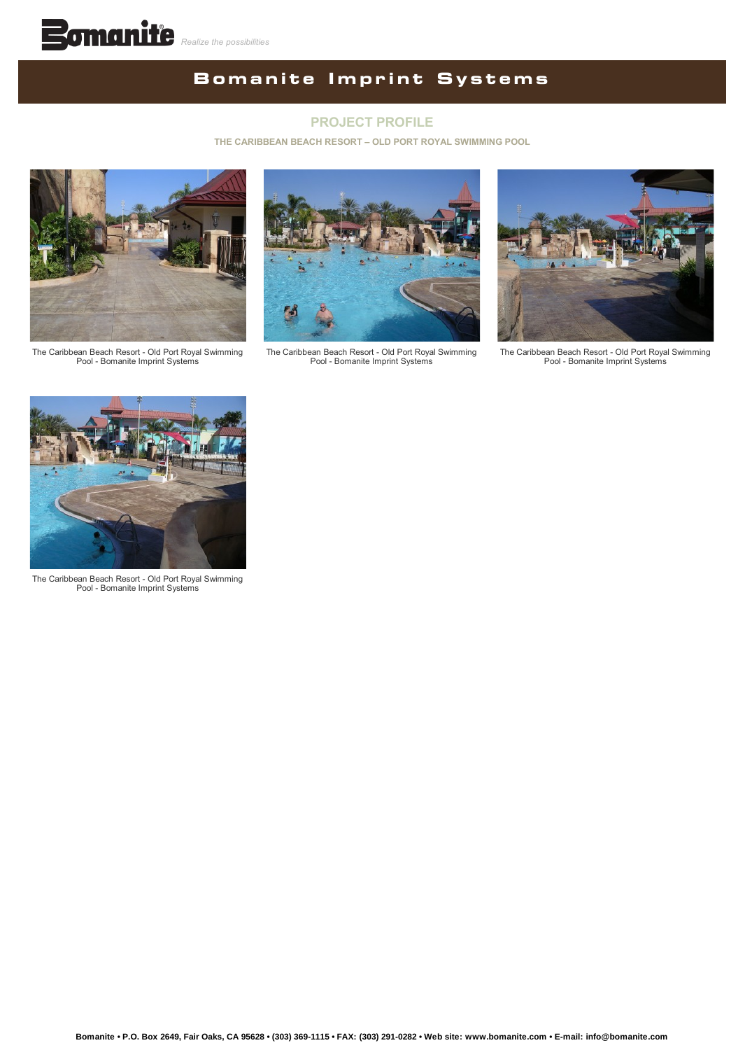*Realize the possibilities*

# Bomanite Imprint Systems

## PROJECT PROFILE

### THE CARIBBEAN BEACH RESORT – OLD PORT ROYAL SWIMMING POOL

The Caribbean Beach Resort - Old Port Royal Swimming Pool - Bomanite Imprint Systems

The Caribbean Beach Resort - Old Port Royal Swimming Pool - Bomanite Imprint Systems

The Caribbean Beach Resort - Old Port Royal Swimming Pool - Bomanite Imprint Systems

The Caribbean Beach Resort - Old Port Royal Swimming Pool - Bomanite Imprint Systems

**Bomanite • P.O. Box 2649, Fair Oaks, CA 95628 • (303) 369-1115 • FAX: (303) 291-0282 • Web site: www.bomanite.com • E-mail: info@bomanite.com**